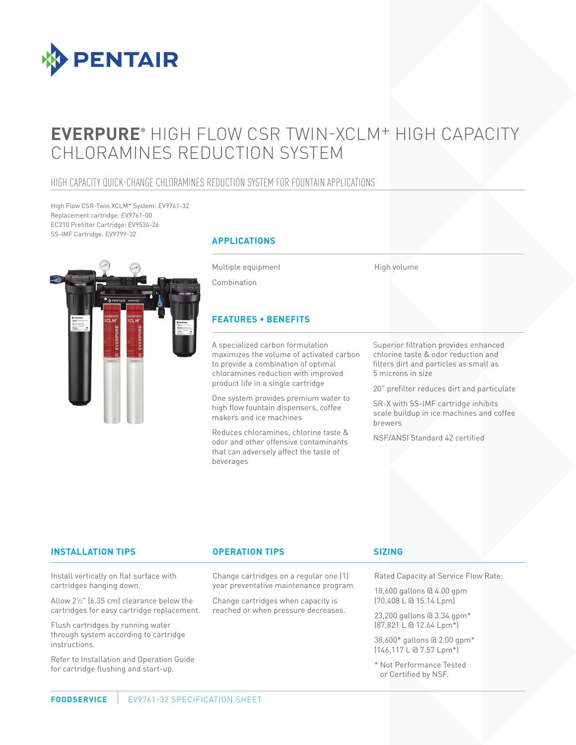# EVERPURE® HIGH FLOW CSR TWIN-XCLM+ HIGH CAPACITY CHLORAMINES REDUCTION SYSTEM

## HIGH CAPACITY QUICK-CHANGE CHLORAMINES REDUCTION SYSTEM FOR FOUNTAIN APPLICATIONS

High Flow CSR-Twin XCLM+ System: EV9761-32
Replacement cartridge: EV9761-00
EC210 Prefilter Cartridge: EV9534-26
SS-IMF Cartridge: EV9799-32

### APPLICATIONS

- Multiple equipment
- Combination
- High volume

### FEATURES • BENEFITS

A specialized carbon formulation maximizes the volume of activated carbon to provide a combination of optimal chloramines reduction with improved product life in a single cartridge

One system provides premium water to high flow fountain dispensers, coffee makers and ice machines

Reduces chloramines, chlorine taste & odor and other offensive contaminants that can adversely affect the taste of beverages

Superior filtration provides enhanced chlorine taste & odor reduction and filters dirt and particles as small as 5 microns in size

20" prefilter reduces dirt and particulate

SR-X with SS-IMF cartridge inhibits scale buildup in ice machines and coffee brewers

NSF/ANSI Standard 42 certified

### INSTALLATION TIPS

Install vertically on flat surface with cartridges hanging down.

Allow 2½" (6.35 cm) clearance below the cartridges for easy cartridge replacement.

Flush cartridges by running water through system according to cartridge instructions.

Refer to Installation and Operation Guide for cartridge flushing and start-up.

### OPERATION TIPS

Change cartridges on a regular one (1) year preventative maintenance program.

Change cartridges when capacity is reached or when pressure decreases.

### SIZING

Rated Capacity at Service Flow Rate:

18,600 gallons @ 4.00 gpm
(70,408 L @ 15.14 Lpm)

23,200 gallons @ 3.34 gpm*
(87,821 L @ 12.64 Lpm*)

38,600* gallons @ 2.00 gpm*
(146,117 L @ 7.57 Lpm*)

\* Not Performance Tested or Certified by NSF.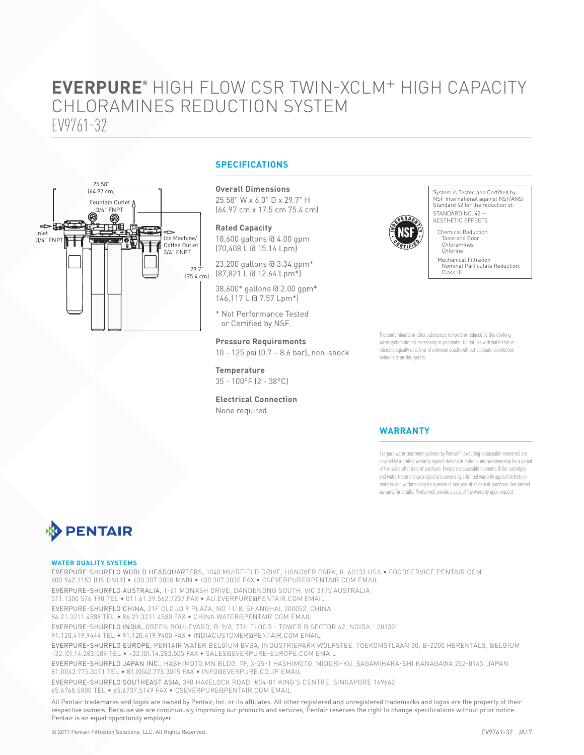# EVERPURE® HIGH FLOW CSR TWIN-XCLM+ HIGH CAPACITY CHLORAMINES REDUCTION SYSTEM

EV9761-32

25.58"
(64.97 cm)
Fountain Outlet
3/4" FNPT
Inlet
3/4" FNPT
Ice Machine/
Coffee Outlet
3/4" FNPT
29.7"
(75.4 cm)

## SPECIFICATIONS

**Overall Dimensions**
25.58" W x 6.0" D x 29.7" H
(64.97 cm x 17.5 cm 75.4 cm)

**Rated Capacity**
18,600 gallons @ 4.00 gpm
(70,408 L @ 15.14 Lpm)

23,200 gallons @ 3.34 gpm*
(87,821 L @ 12.64 Lpm*)

38,600* gallons @ 2.00 gpm*
146,117 L @ 7.57 Lpm*)

\* Not Performance Tested or Certified by NSF.

**Pressure Requirements**
10 - 125 psi (0.7 – 8.6 bar), non-shock

**Temperature**
35 - 100°F (2 - 38°C)

**Electrical Connection**
None required

INDEPENDENTLY NSF CERTIFIED

System is Tested and Certified by NSF International against NSF/ANSI Standard 42 for the reduction of:

STANDARD NO. 42 — AESTHETIC EFFECTS

- Chemical Reduction
  - Taste and Odor
  - Chloramines
  - Chlorine
- Mechanical Filtration
  - Nominal Particulate Reduction: Class III

The contaminants or other substances removed or reduced by this drinking water system are not necessarily in your water. Do not use with water that is microbiologically unsafe or of unknown quality without adequate disinfection before or after the system.

## WARRANTY

Everpure water treatment systems by Pentair® (excluding replaceable elements) are covered by a limited warranty against defects in material and workmanship for a period of five years after date of purchase. Everpure replaceable elements (filter cartridges and water treatment cartridges) are covered by a limited warranty against defects in material and workmanship for a period of one year after date of purchase. See printed warranty for details. Pentair will provide a copy of the warranty upon request.

PENTAIR

**WATER QUALITY SYSTEMS**

EVERPURE-SHURFLO WORLD HEADQUARTERS, 1040 MUIRFIELD DRIVE, HANOVER PARK, IL 60133 USA • FOODSERVICE.PENTAIR.COM
800.942.1153 (US ONLY) • 630.307.3000 MAIN • 630.307.3030 FAX • CSEVERPURE@PENTAIR.COM EMAIL

EVERPURE-SHURFLO AUSTRALIA, 1-21 MONASH DRIVE, DANDENONG SOUTH, VIC 3175 AUSTRALIA
011.1300 576 190 TEL • 011.61.39.562.7237 FAX • AU.EVERPURE@PENTAIR.COM EMAIL

EVERPURE-SHURFLO CHINA, 21F CLOUD 9 PLAZA, NO 1118, SHANGHAI, 200052, CHINA
86.21.3211.4588 TEL • 86.21.3211.4580 FAX • CHINA.WATER@PENTAIR.COM EMAIL

EVERPURE-SHURFLO INDIA, GREEN BOULEVARD, B-9/A, 7TH FLOOR - TOWER B SECTOR 62, NOIDA - 201301
91.120.419.9444 TEL • 91.120.419.9400 FAX • INDIACUSTOMER@PENTAIR.COM EMAIL

EVERPURE-SHURFLO EUROPE, PENTAIR WATER BELGIUM BVBA, INDUSTRIEPARK WOLFSTEE, TOEKOMSTLAAN 30, B-2200 HERENTALS, BELGIUM
+32.(0).14.283.504 TEL • +32.(0).14.283.505 FAX • SALES@EVERPURE-EUROPE.COM EMAIL

EVERPURE-SHURFLO JAPAN INC., HASHIMOTO MN BLDG. 7F, 3-25-1 HASHIMOTO, MIDORI-KU, SAGAMIHARA-SHI KANAGAWA 252-0143, JAPAN
81.(0)42.775.3011 TEL • 81.(0)42.775.3015 FAX • INFO@EVERPURE.CO.JP EMAIL

EVERPURE-SHURFLO SOUTHEAST ASIA, 390 HAVELOCK ROAD, #04-01 KING'S CENTRE, SINGAPORE 169662
65.6768.5800 TEL • 65.6737.5149 FAX • CSEVERPURE@PENTAIR.COM EMAIL

All Pentair trademarks and logos are owned by Pentair, Inc. or its affiliates. All other registered and unregistered trademarks and logos are the property of their respective owners. Because we are continuously improving our products and services, Pentair reserves the right to change specifications without prior notice. Pentair is an equal opportunity employer.

© 2017 Pentair Filtration Solutions, LLC. All Rights Reserved.

EV9761-32 JA17